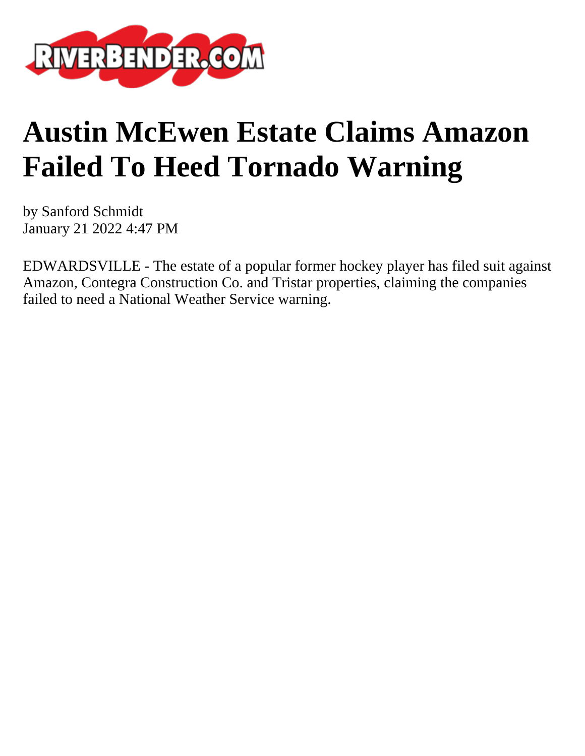# Austin McEwen Estate Claims Amazon Failed To Heed Tornado Warning

by Sanford Schmidt
January 21 2022 4:47 PM

EDWARDSVILLE - The estate of a popular former hockey player has filed suit against Amazon, Contegra Construction Co. and Tristar properties, claiming the companies failed to need a National Weather Service warning.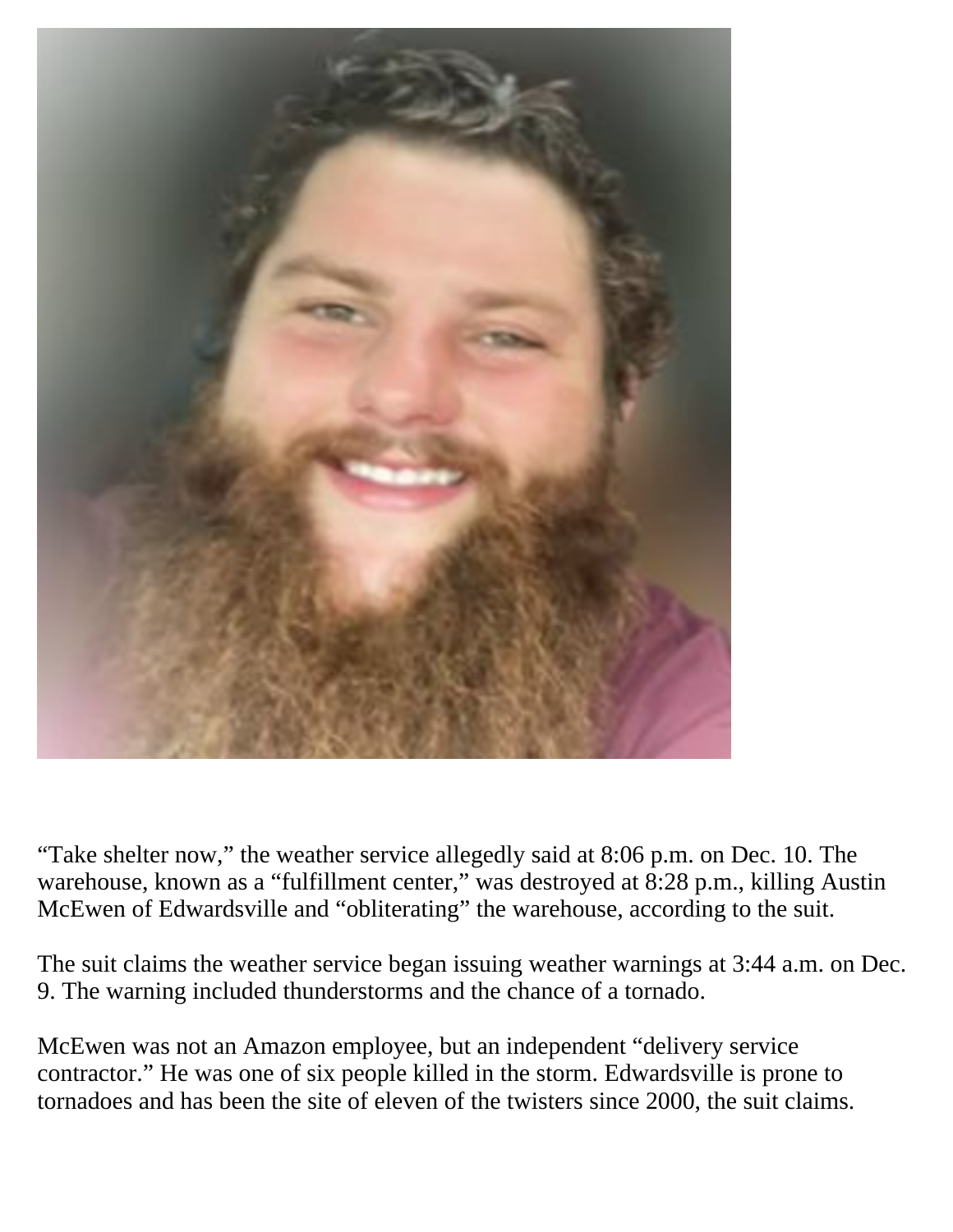“Take shelter now,” the weather service allegedly said at 8:06 p.m. on Dec. 10. The warehouse, known as a “fulfillment center,” was destroyed at 8:28 p.m., killing Austin McEwen of Edwardsville and “obliterating” the warehouse, according to the suit.

The suit claims the weather service began issuing weather warnings at 3:44 a.m. on Dec. 9. The warning included thunderstorms and the chance of a tornado.

McEwen was not an Amazon employee, but an independent “delivery service contractor.” He was one of six people killed in the storm. Edwardsville is prone to tornadoes and has been the site of eleven of the twisters since 2000, the suit claims.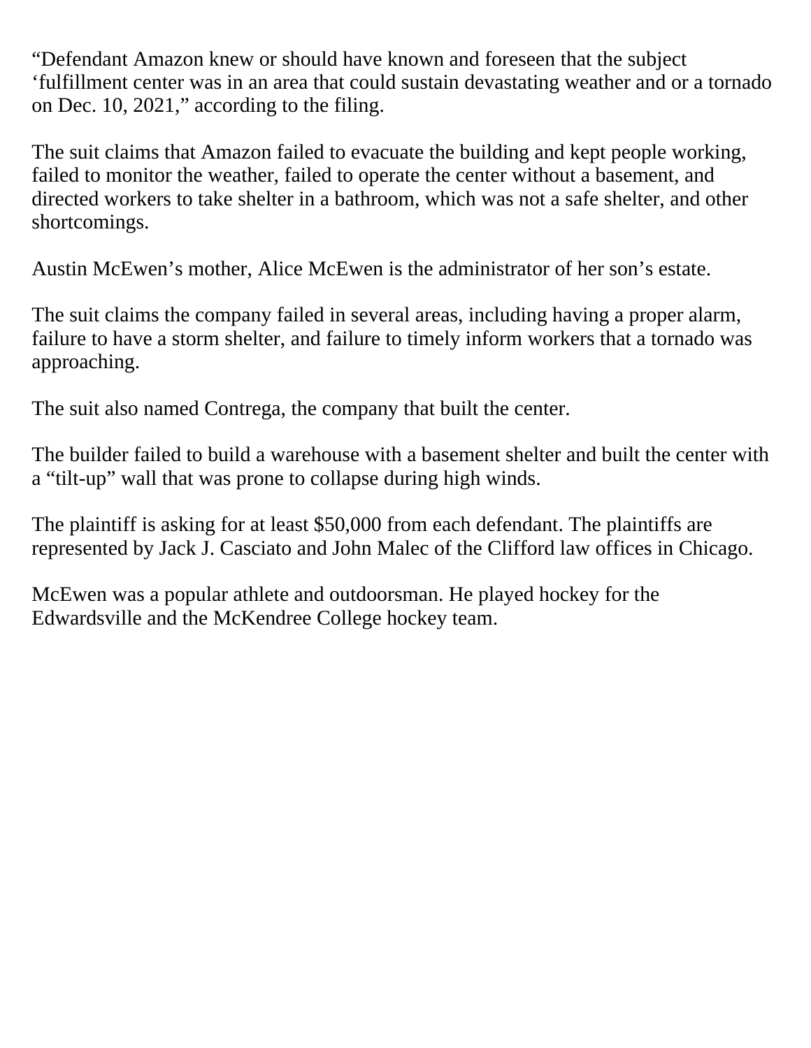“Defendant Amazon knew or should have known and foreseen that the subject ‘fulfillment center was in an area that could sustain devastating weather and or a tornado on Dec. 10, 2021,” according to the filing.

The suit claims that Amazon failed to evacuate the building and kept people working, failed to monitor the weather, failed to operate the center without a basement, and directed workers to take shelter in a bathroom, which was not a safe shelter, and other shortcomings.

Austin McEwen’s mother, Alice McEwen is the administrator of her son’s estate.

The suit claims the company failed in several areas, including having a proper alarm, failure to have a storm shelter, and failure to timely inform workers that a tornado was approaching.

The suit also named Contrega, the company that built the center.

The builder failed to build a warehouse with a basement shelter and built the center with a “tilt-up” wall that was prone to collapse during high winds.

The plaintiff is asking for at least $50,000 from each defendant. The plaintiffs are represented by Jack J. Casciato and John Malec of the Clifford law offices in Chicago.

McEwen was a popular athlete and outdoorsman. He played hockey for the Edwardsville and the McKendree College hockey team.